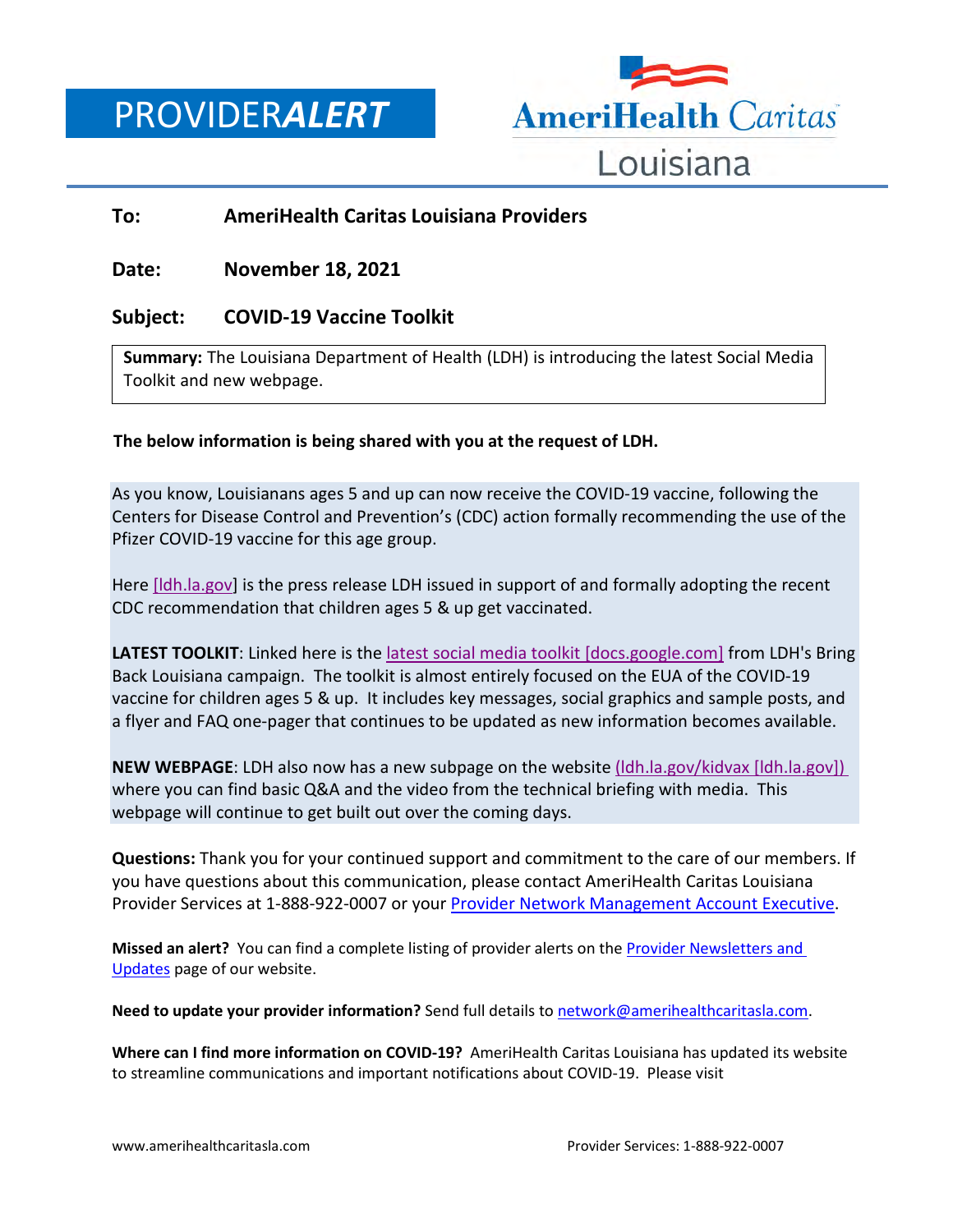# PROVIDER*ALERT*

AmeriHealth Caritas Louisiana

**To:** AmeriHealth Caritas Louisiana Providers

**Date:** November 18, 2021

**Subject:** COVID-19 Vaccine Toolkit

**Summary:** The Louisiana Department of Health (LDH) is introducing the latest Social Media Toolkit and new webpage.

**The below information is being shared with you at the request of LDH.**

As you know, Louisianans ages 5 and up can now receive the COVID-19 vaccine, following the Centers for Disease Control and Prevention's (CDC) action formally recommending the use of the Pfizer COVID-19 vaccine for this age group.

Here [ldh.la.gov] is the press release LDH issued in support of and formally adopting the recent CDC recommendation that children ages 5 & up get vaccinated.

**LATEST TOOLKIT**: Linked here is the latest social media toolkit [docs.google.com] from LDH's Bring Back Louisiana campaign. The toolkit is almost entirely focused on the EUA of the COVID-19 vaccine for children ages 5 & up. It includes key messages, social graphics and sample posts, and a flyer and FAQ one-pager that continues to be updated as new information becomes available.

**NEW WEBPAGE**: LDH also now has a new subpage on the website (ldh.la.gov/kidvax [ldh.la.gov]) where you can find basic Q&A and the video from the technical briefing with media. This webpage will continue to get built out over the coming days.

**Questions:** Thank you for your continued support and commitment to the care of our members. If you have questions about this communication, please contact AmeriHealth Caritas Louisiana Provider Services at 1-888-922-0007 or your Provider Network Management Account Executive.

**Missed an alert?** You can find a complete listing of provider alerts on the Provider Newsletters and Updates page of our website.

**Need to update your provider information?** Send full details to network@amerihealthcaritasla.com.

**Where can I find more information on COVID-19?** AmeriHealth Caritas Louisiana has updated its website to streamline communications and important notifications about COVID-19. Please visit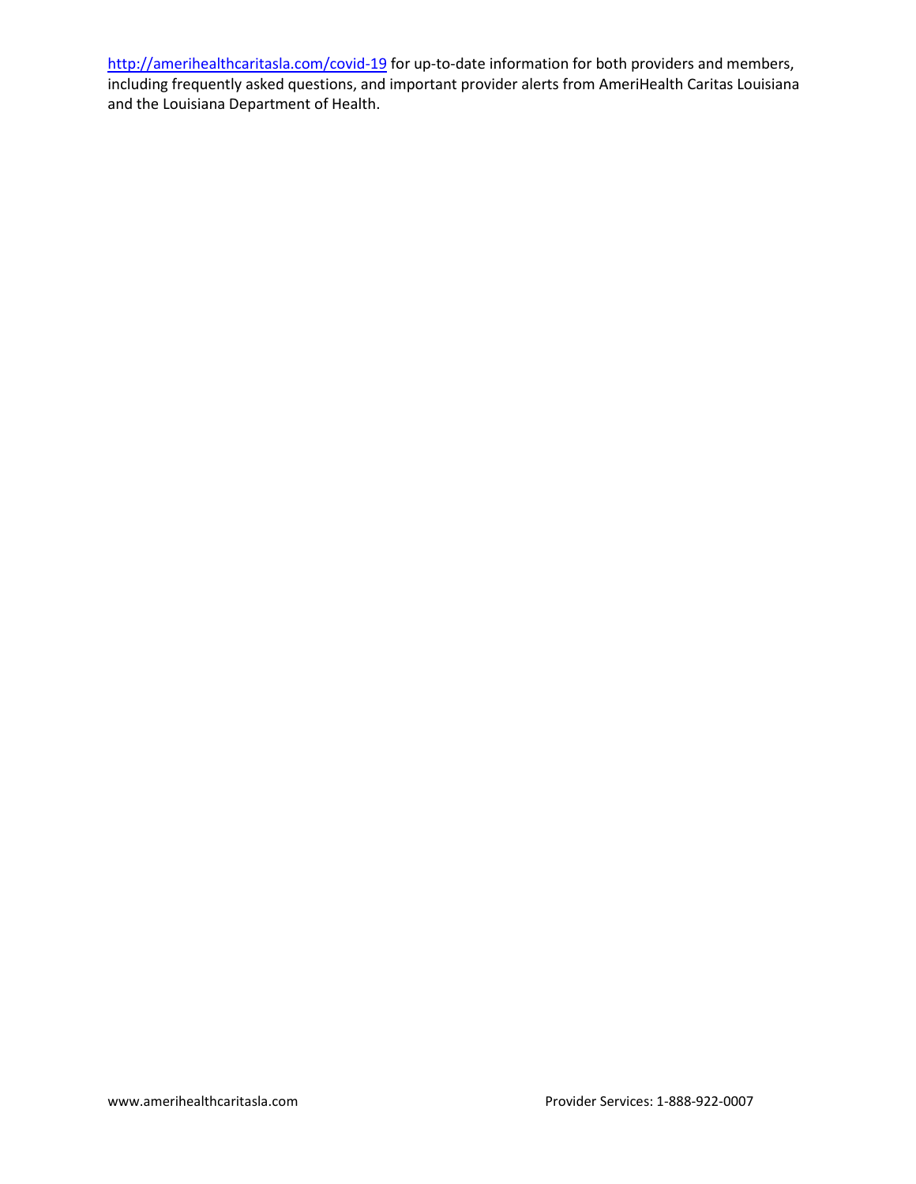http://amerihealthcaritasla.com/covid-19 for up-to-date information for both providers and members, including frequently asked questions, and important provider alerts from AmeriHealth Caritas Louisiana and the Louisiana Department of Health.